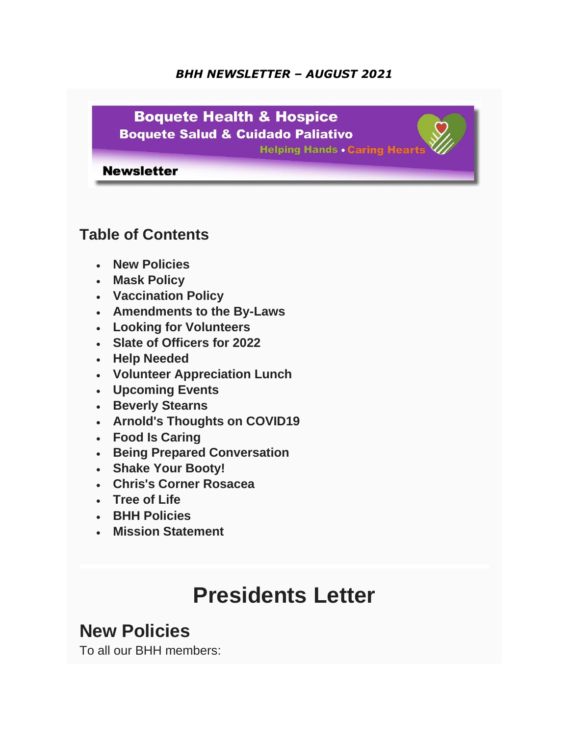***BHH NEWSLETTER – AUGUST 2021***

**Boquete Health & Hospice**
**Boquete Salud & Cuidado Paliativo**
**Helping Hands • Caring Hearts**

**Newsletter**

## Table of Contents

- **New Policies**
- **Mask Policy**
- **Vaccination Policy**
- **Amendments to the By-Laws**
- **Looking for Volunteers**
- **Slate of Officers for 2022**
- **Help Needed**
- **Volunteer Appreciation Lunch**
- **Upcoming Events**
- **Beverly Stearns**
- **Arnold's Thoughts on COVID19**
- **Food Is Caring**
- **Being Prepared Conversation**
- **Shake Your Booty!**
- **Chris's Corner Rosacea**
- **Tree of Life**
- **BHH Policies**
- **Mission Statement**

# Presidents Letter

## New Policies

To all our BHH members: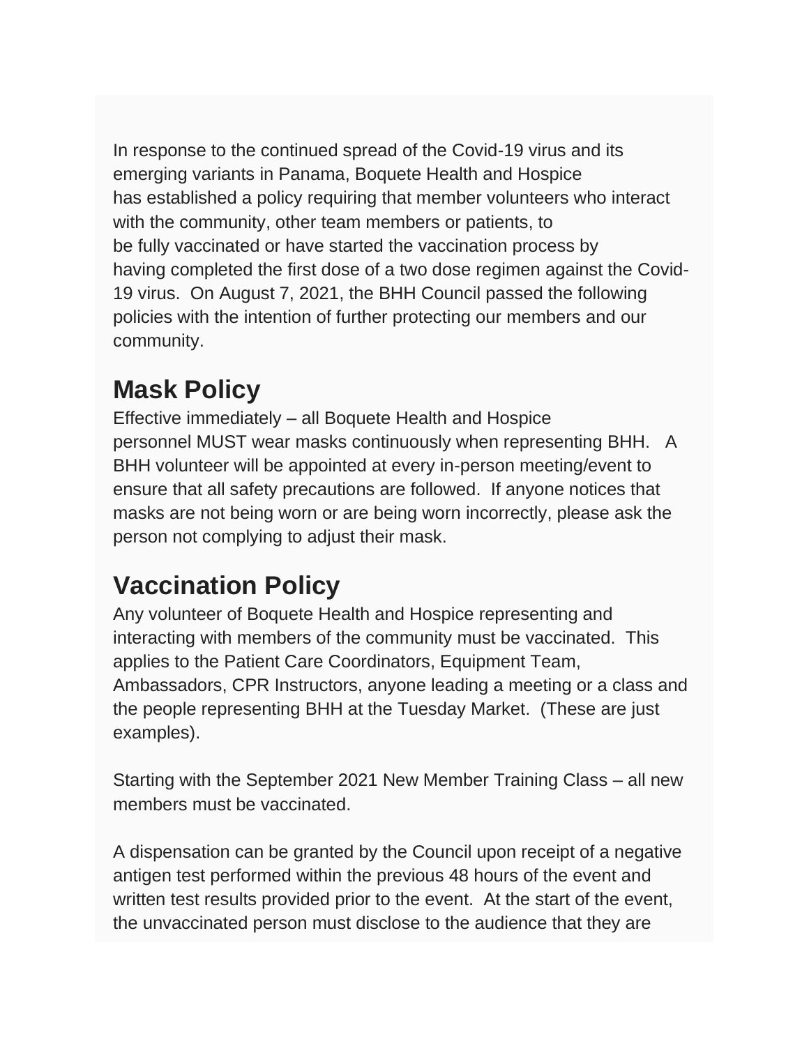In response to the continued spread of the Covid-19 virus and its emerging variants in Panama, Boquete Health and Hospice has established a policy requiring that member volunteers who interact with the community, other team members or patients, to be fully vaccinated or have started the vaccination process by having completed the first dose of a two dose regimen against the Covid-19 virus. On August 7, 2021, the BHH Council passed the following policies with the intention of further protecting our members and our community.

## Mask Policy

Effective immediately – all Boquete Health and Hospice personnel MUST wear masks continuously when representing BHH. A BHH volunteer will be appointed at every in-person meeting/event to ensure that all safety precautions are followed. If anyone notices that masks are not being worn or are being worn incorrectly, please ask the person not complying to adjust their mask.

## Vaccination Policy

Any volunteer of Boquete Health and Hospice representing and interacting with members of the community must be vaccinated. This applies to the Patient Care Coordinators, Equipment Team, Ambassadors, CPR Instructors, anyone leading a meeting or a class and the people representing BHH at the Tuesday Market. (These are just examples).

Starting with the September 2021 New Member Training Class – all new members must be vaccinated.

A dispensation can be granted by the Council upon receipt of a negative antigen test performed within the previous 48 hours of the event and written test results provided prior to the event. At the start of the event, the unvaccinated person must disclose to the audience that they are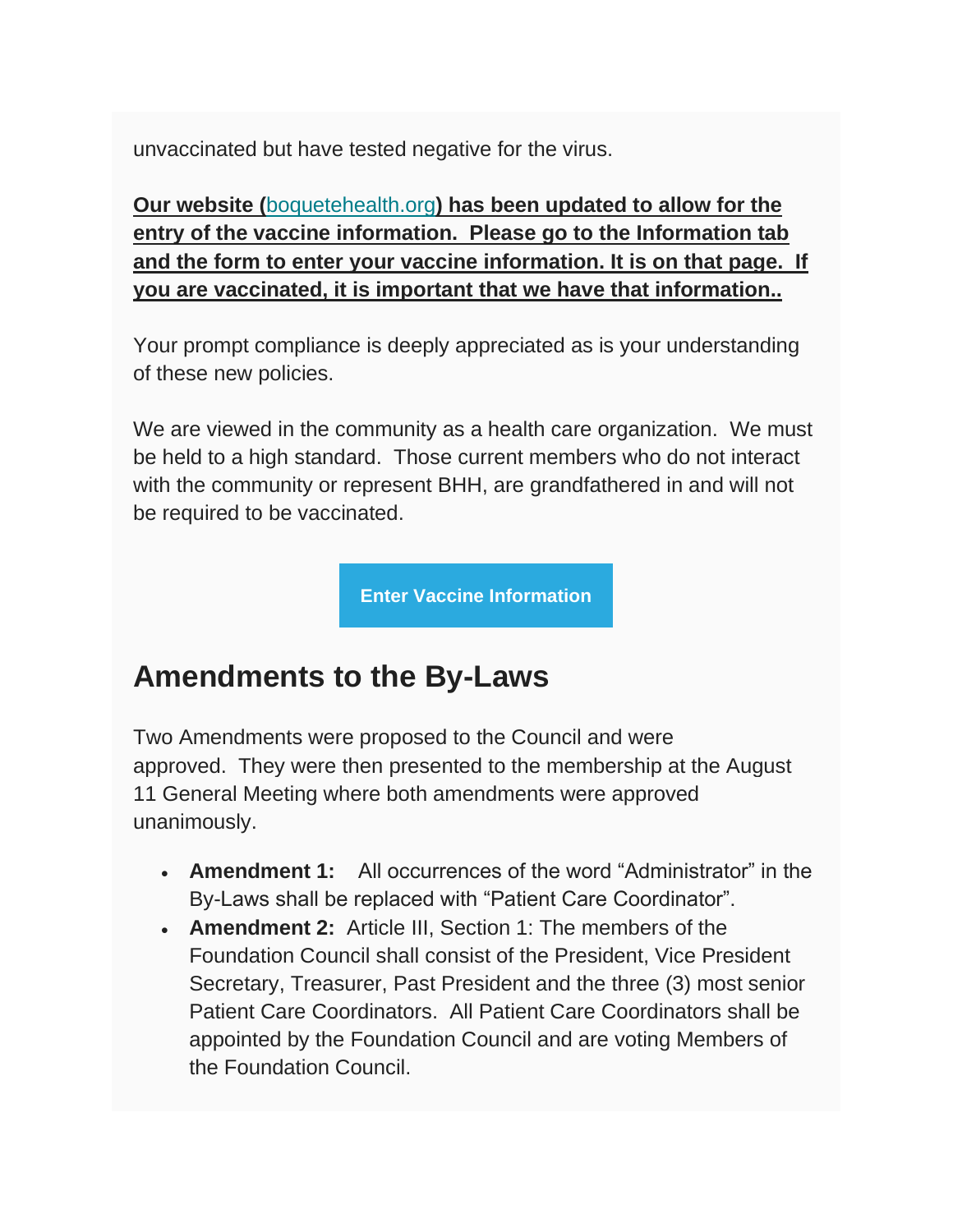unvaccinated but have tested negative for the virus.

**Our website (boquetehealth.org) has been updated to allow for the entry of the vaccine information. Please go to the Information tab and the form to enter your vaccine information. It is on that page. If you are vaccinated, it is important that we have that information..**

Your prompt compliance is deeply appreciated as is your understanding of these new policies.

We are viewed in the community as a health care organization. We must be held to a high standard. Those current members who do not interact with the community or represent BHH, are grandfathered in and will not be required to be vaccinated.

**Enter Vaccine Information**

## Amendments to the By-Laws

Two Amendments were proposed to the Council and were approved. They were then presented to the membership at the August 11 General Meeting where both amendments were approved unanimously.

- **Amendment 1:** All occurrences of the word "Administrator" in the By-Laws shall be replaced with "Patient Care Coordinator".
- **Amendment 2:** Article III, Section 1: The members of the Foundation Council shall consist of the President, Vice President Secretary, Treasurer, Past President and the three (3) most senior Patient Care Coordinators. All Patient Care Coordinators shall be appointed by the Foundation Council and are voting Members of the Foundation Council.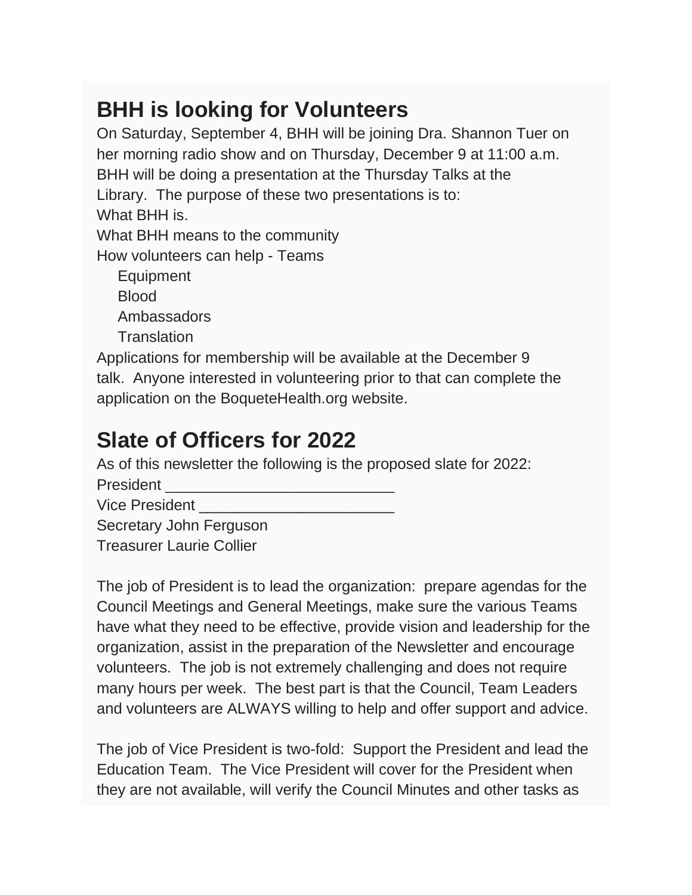## BHH is looking for Volunteers

On Saturday, September 4, BHH will be joining Dra. Shannon Tuer on her morning radio show and on Thursday, December 9 at 11:00 a.m. BHH will be doing a presentation at the Thursday Talks at the Library. The purpose of these two presentations is to:

What BHH is.
What BHH means to the community
How volunteers can help - Teams

- Equipment
- Blood
- Ambassadors
- Translation

Applications for membership will be available at the December 9 talk. Anyone interested in volunteering prior to that can complete the application on the BoqueteHealth.org website.

## Slate of Officers for 2022

As of this newsletter the following is the proposed slate for 2022:

President ___________________________
Vice President _______________________
Secretary John Ferguson
Treasurer Laurie Collier

The job of President is to lead the organization: prepare agendas for the Council Meetings and General Meetings, make sure the various Teams have what they need to be effective, provide vision and leadership for the organization, assist in the preparation of the Newsletter and encourage volunteers. The job is not extremely challenging and does not require many hours per week. The best part is that the Council, Team Leaders and volunteers are ALWAYS willing to help and offer support and advice.

The job of Vice President is two-fold: Support the President and lead the Education Team. The Vice President will cover for the President when they are not available, will verify the Council Minutes and other tasks as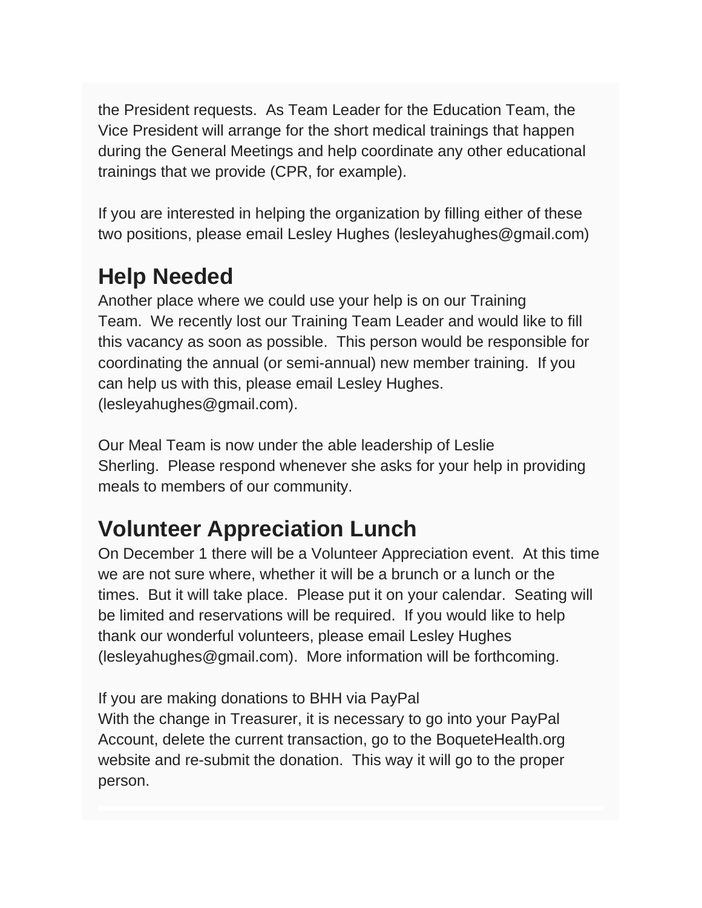the President requests. As Team Leader for the Education Team, the Vice President will arrange for the short medical trainings that happen during the General Meetings and help coordinate any other educational trainings that we provide (CPR, for example).

If you are interested in helping the organization by filling either of these two positions, please email Lesley Hughes (lesleyahughes@gmail.com)

## Help Needed

Another place where we could use your help is on our Training Team. We recently lost our Training Team Leader and would like to fill this vacancy as soon as possible. This person would be responsible for coordinating the annual (or semi-annual) new member training. If you can help us with this, please email Lesley Hughes. (lesleyahughes@gmail.com).

Our Meal Team is now under the able leadership of Leslie Sherling. Please respond whenever she asks for your help in providing meals to members of our community.

## Volunteer Appreciation Lunch

On December 1 there will be a Volunteer Appreciation event. At this time we are not sure where, whether it will be a brunch or a lunch or the times. But it will take place. Please put it on your calendar. Seating will be limited and reservations will be required. If you would like to help thank our wonderful volunteers, please email Lesley Hughes (lesleyahughes@gmail.com). More information will be forthcoming.

If you are making donations to BHH via PayPal
With the change in Treasurer, it is necessary to go into your PayPal Account, delete the current transaction, go to the BoqueteHealth.org website and re-submit the donation. This way it will go to the proper person.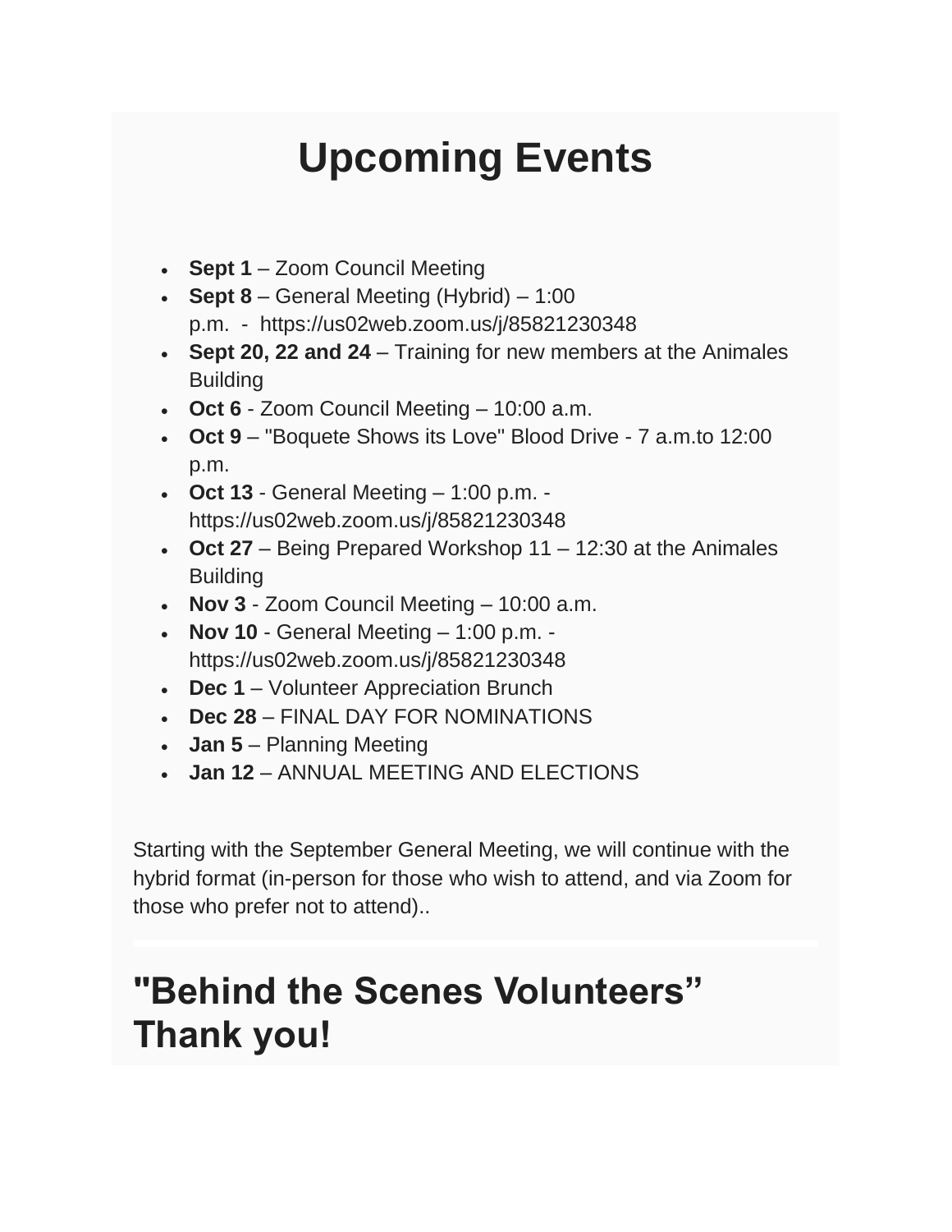# Upcoming Events

- **Sept 1** – Zoom Council Meeting
- **Sept 8** – General Meeting (Hybrid) – 1:00 p.m. - https://us02web.zoom.us/j/85821230348
- **Sept 20, 22 and 24** – Training for new members at the Animales Building
- **Oct 6** - Zoom Council Meeting – 10:00 a.m.
- **Oct 9** – "Boquete Shows its Love" Blood Drive - 7 a.m.to 12:00 p.m.
- **Oct 13** - General Meeting – 1:00 p.m. - https://us02web.zoom.us/j/85821230348
- **Oct 27** – Being Prepared Workshop 11 – 12:30 at the Animales Building
- **Nov 3** - Zoom Council Meeting – 10:00 a.m.
- **Nov 10** - General Meeting – 1:00 p.m. - https://us02web.zoom.us/j/85821230348
- **Dec 1** – Volunteer Appreciation Brunch
- **Dec 28** – FINAL DAY FOR NOMINATIONS
- **Jan 5** – Planning Meeting
- **Jan 12** – ANNUAL MEETING AND ELECTIONS

Starting with the September General Meeting, we will continue with the hybrid format (in-person for those who wish to attend, and via Zoom for those who prefer not to attend)..

---

## "Behind the Scenes Volunteers" Thank you!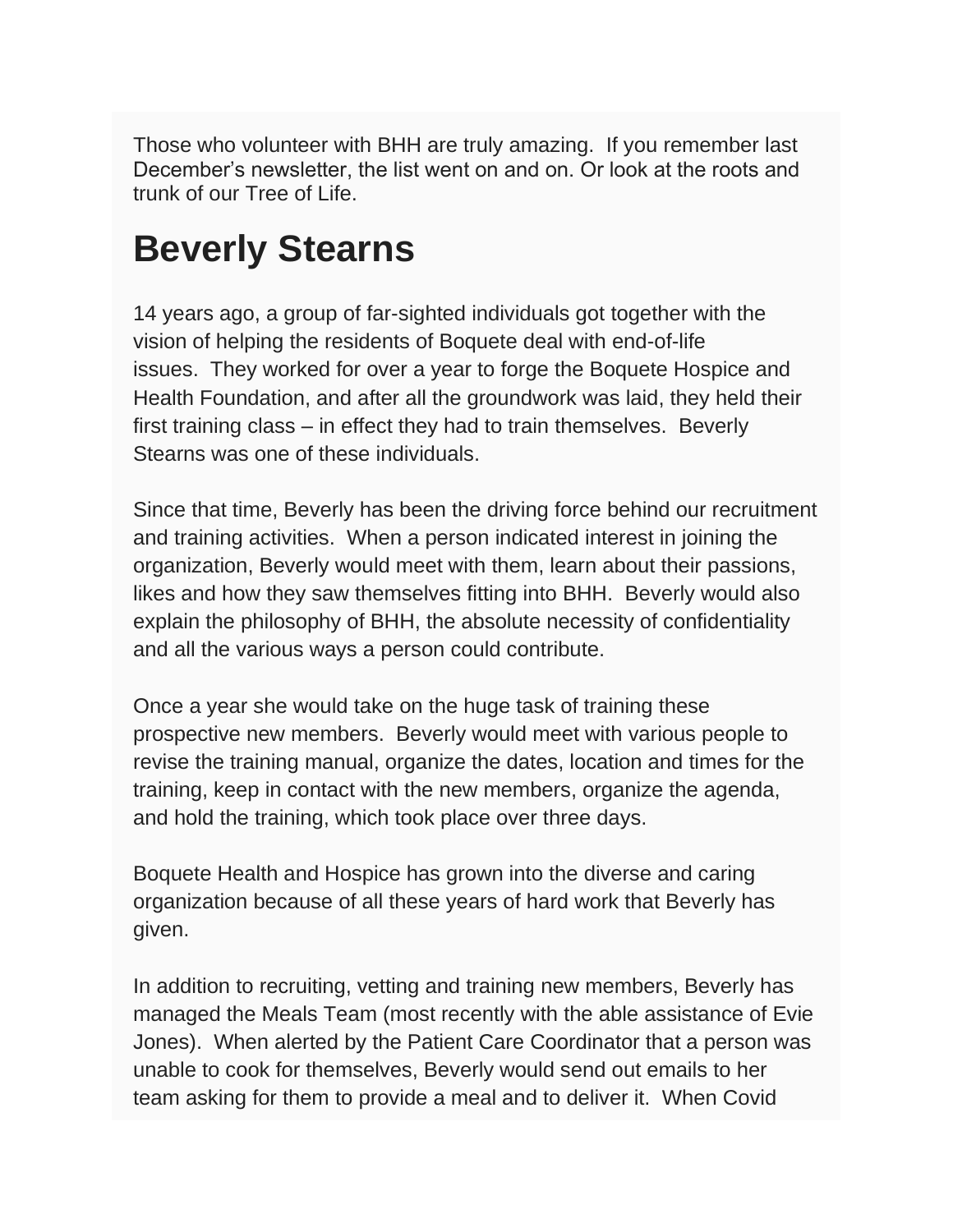Those who volunteer with BHH are truly amazing.  If you remember last December's newsletter, the list went on and on. Or look at the roots and trunk of our Tree of Life.

# Beverly Stearns

14 years ago, a group of far-sighted individuals got together with the vision of helping the residents of Boquete deal with end-of-life issues.  They worked for over a year to forge the Boquete Hospice and Health Foundation, and after all the groundwork was laid, they held their first training class – in effect they had to train themselves.  Beverly Stearns was one of these individuals.

Since that time, Beverly has been the driving force behind our recruitment and training activities.  When a person indicated interest in joining the organization, Beverly would meet with them, learn about their passions, likes and how they saw themselves fitting into BHH.  Beverly would also explain the philosophy of BHH, the absolute necessity of confidentiality and all the various ways a person could contribute.

Once a year she would take on the huge task of training these prospective new members.  Beverly would meet with various people to revise the training manual, organize the dates, location and times for the training, keep in contact with the new members, organize the agenda, and hold the training, which took place over three days.

Boquete Health and Hospice has grown into the diverse and caring organization because of all these years of hard work that Beverly has given.

In addition to recruiting, vetting and training new members, Beverly has managed the Meals Team (most recently with the able assistance of Evie Jones).  When alerted by the Patient Care Coordinator that a person was unable to cook for themselves, Beverly would send out emails to her team asking for them to provide a meal and to deliver it.  When Covid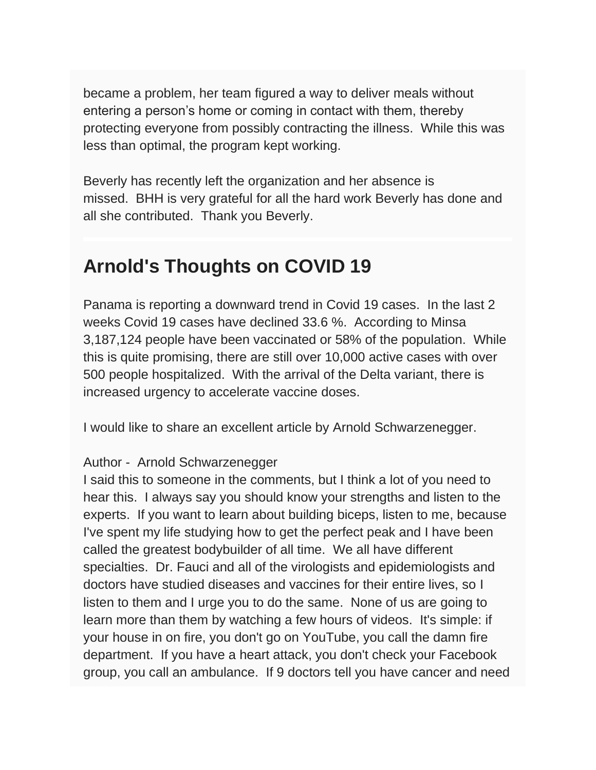became a problem, her team figured a way to deliver meals without entering a person's home or coming in contact with them, thereby protecting everyone from possibly contracting the illness. While this was less than optimal, the program kept working.

Beverly has recently left the organization and her absence is missed. BHH is very grateful for all the hard work Beverly has done and all she contributed. Thank you Beverly.

## Arnold's Thoughts on COVID 19

Panama is reporting a downward trend in Covid 19 cases. In the last 2 weeks Covid 19 cases have declined 33.6 %. According to Minsa 3,187,124 people have been vaccinated or 58% of the population. While this is quite promising, there are still over 10,000 active cases with over 500 people hospitalized. With the arrival of the Delta variant, there is increased urgency to accelerate vaccine doses.

I would like to share an excellent article by Arnold Schwarzenegger.

Author - Arnold Schwarzenegger
I said this to someone in the comments, but I think a lot of you need to hear this. I always say you should know your strengths and listen to the experts. If you want to learn about building biceps, listen to me, because I've spent my life studying how to get the perfect peak and I have been called the greatest bodybuilder of all time. We all have different specialties. Dr. Fauci and all of the virologists and epidemiologists and doctors have studied diseases and vaccines for their entire lives, so I listen to them and I urge you to do the same. None of us are going to learn more than them by watching a few hours of videos. It's simple: if your house in on fire, you don't go on YouTube, you call the damn fire department. If you have a heart attack, you don't check your Facebook group, you call an ambulance. If 9 doctors tell you have cancer and need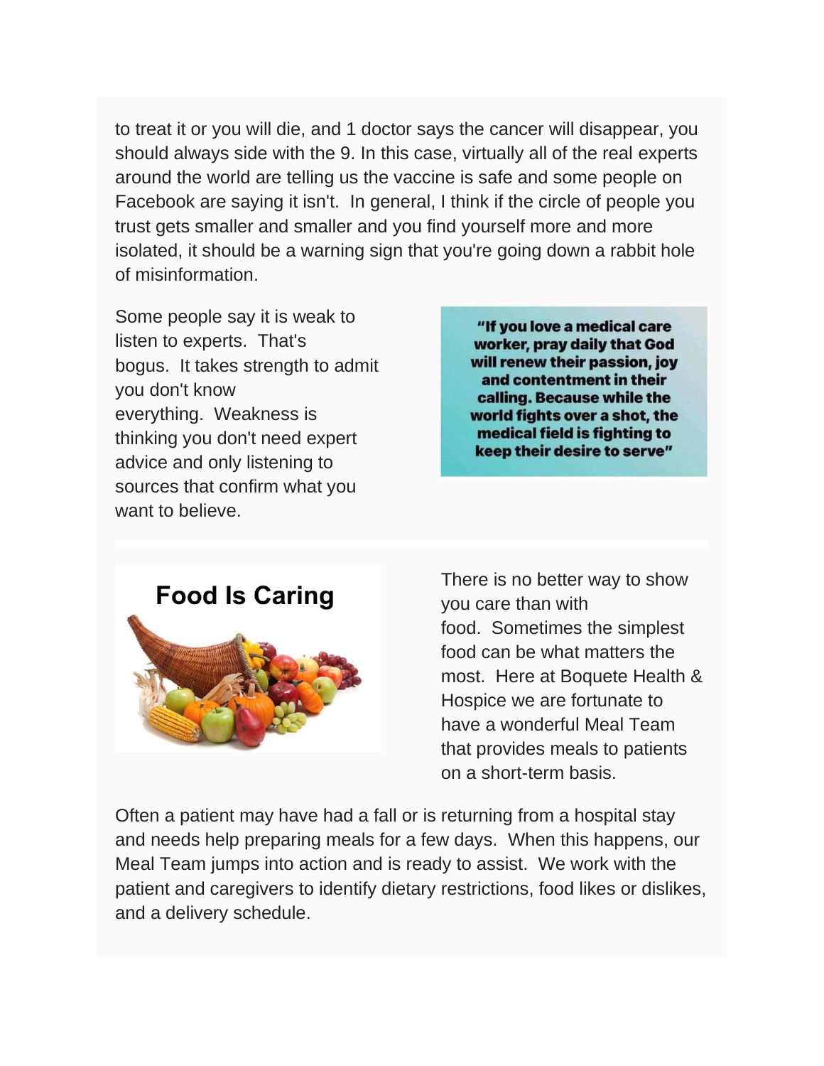to treat it or you will die, and 1 doctor says the cancer will disappear, you should always side with the 9. In this case, virtually all of the real experts around the world are telling us the vaccine is safe and some people on Facebook are saying it isn't. In general, I think if the circle of people you trust gets smaller and smaller and you find yourself more and more isolated, it should be a warning sign that you're going down a rabbit hole of misinformation.

Some people say it is weak to listen to experts. That's bogus. It takes strength to admit you don't know everything. Weakness is thinking you don't need expert advice and only listening to sources that confirm what you want to believe.

**"If you love a medical care worker, pray daily that God will renew their passion, joy and contentment in their calling. Because while the world fights over a shot, the medical field is fighting to keep their desire to serve"**

## Food Is Caring

There is no better way to show you care than with food. Sometimes the simplest food can be what matters the most. Here at Boquete Health & Hospice we are fortunate to have a wonderful Meal Team that provides meals to patients on a short-term basis.

Often a patient may have had a fall or is returning from a hospital stay and needs help preparing meals for a few days. When this happens, our Meal Team jumps into action and is ready to assist. We work with the patient and caregivers to identify dietary restrictions, food likes or dislikes, and a delivery schedule.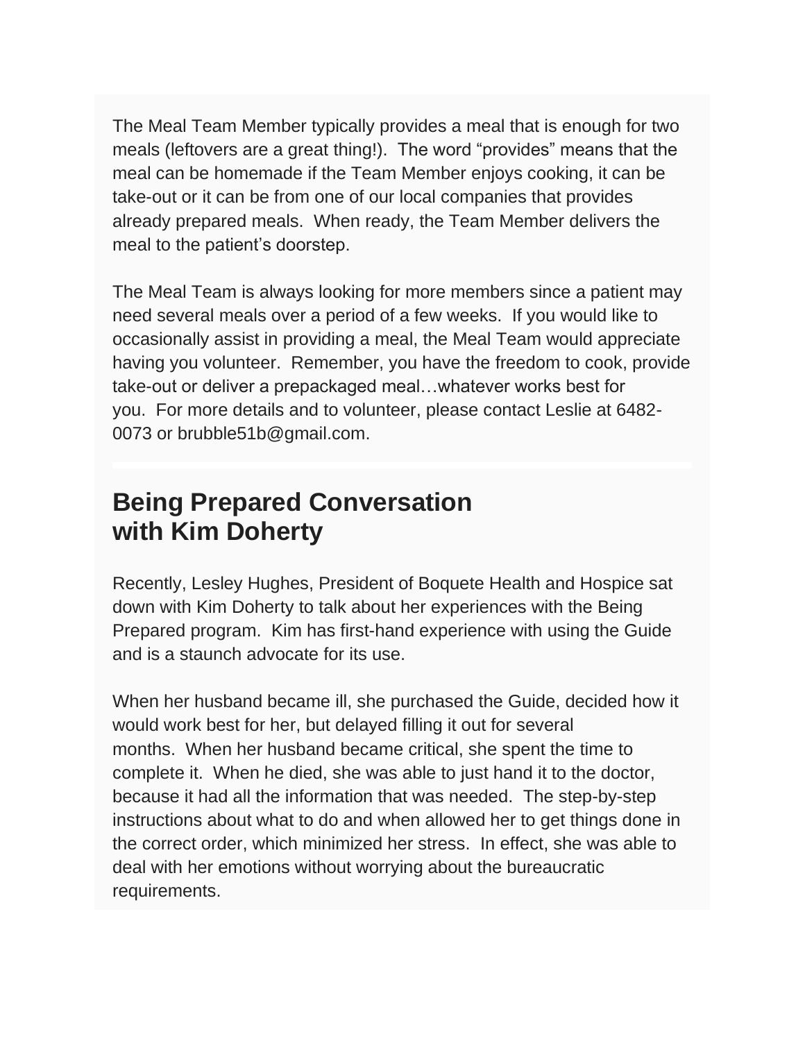The Meal Team Member typically provides a meal that is enough for two meals (leftovers are a great thing!). The word "provides" means that the meal can be homemade if the Team Member enjoys cooking, it can be take-out or it can be from one of our local companies that provides already prepared meals. When ready, the Team Member delivers the meal to the patient's doorstep.

The Meal Team is always looking for more members since a patient may need several meals over a period of a few weeks. If you would like to occasionally assist in providing a meal, the Meal Team would appreciate having you volunteer. Remember, you have the freedom to cook, provide take-out or deliver a prepackaged meal…whatever works best for you. For more details and to volunteer, please contact Leslie at 6482-0073 or brubble51b@gmail.com.

---

## Being Prepared Conversation with Kim Doherty

Recently, Lesley Hughes, President of Boquete Health and Hospice sat down with Kim Doherty to talk about her experiences with the Being Prepared program. Kim has first-hand experience with using the Guide and is a staunch advocate for its use.

When her husband became ill, she purchased the Guide, decided how it would work best for her, but delayed filling it out for several months. When her husband became critical, she spent the time to complete it. When he died, she was able to just hand it to the doctor, because it had all the information that was needed. The step-by-step instructions about what to do and when allowed her to get things done in the correct order, which minimized her stress. In effect, she was able to deal with her emotions without worrying about the bureaucratic requirements.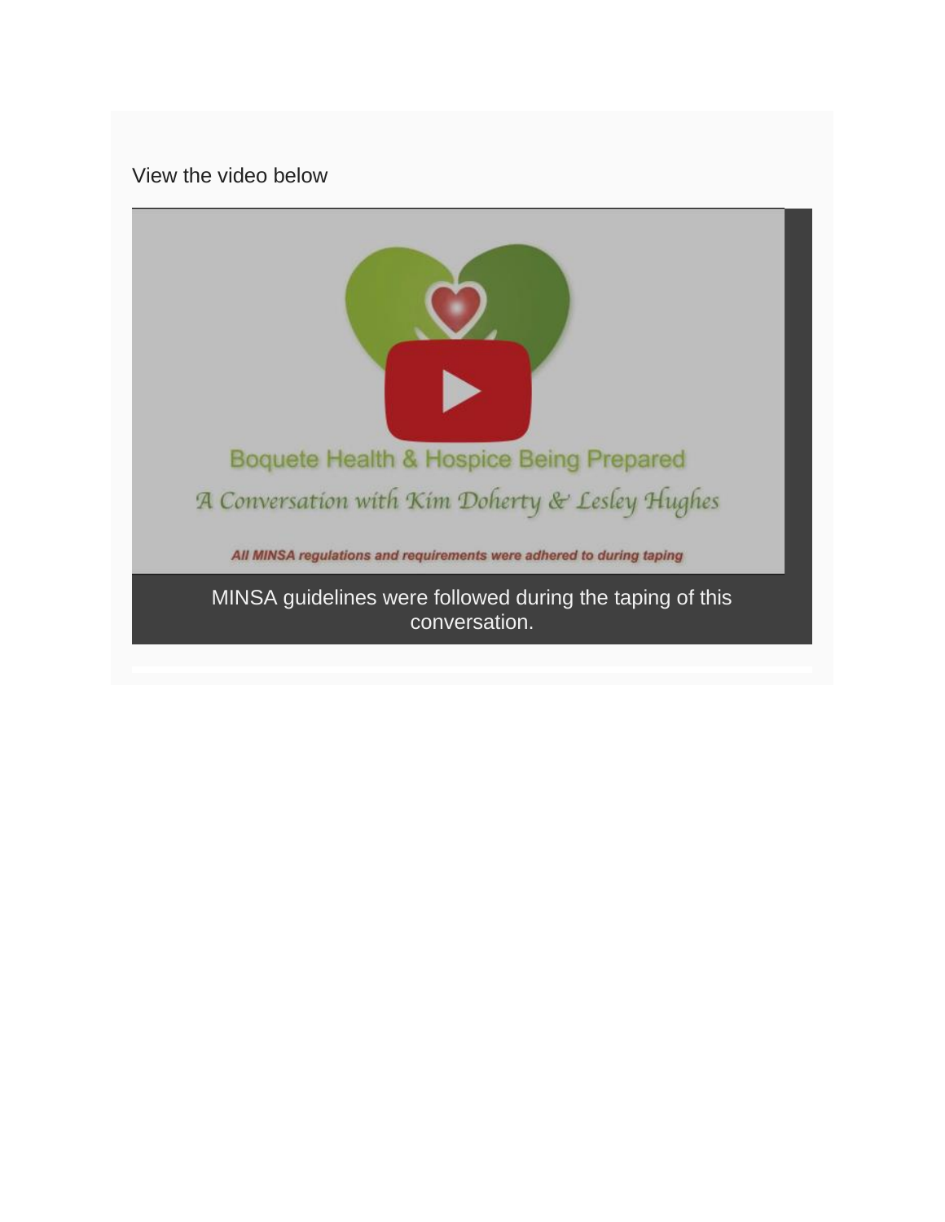View the video below

Boquete Health & Hospice Being Prepared

A Conversation with Kim Doherty & Lesley Hughes

All MINSA regulations and requirements were adhered to during taping

MINSA guidelines were followed during the taping of this conversation.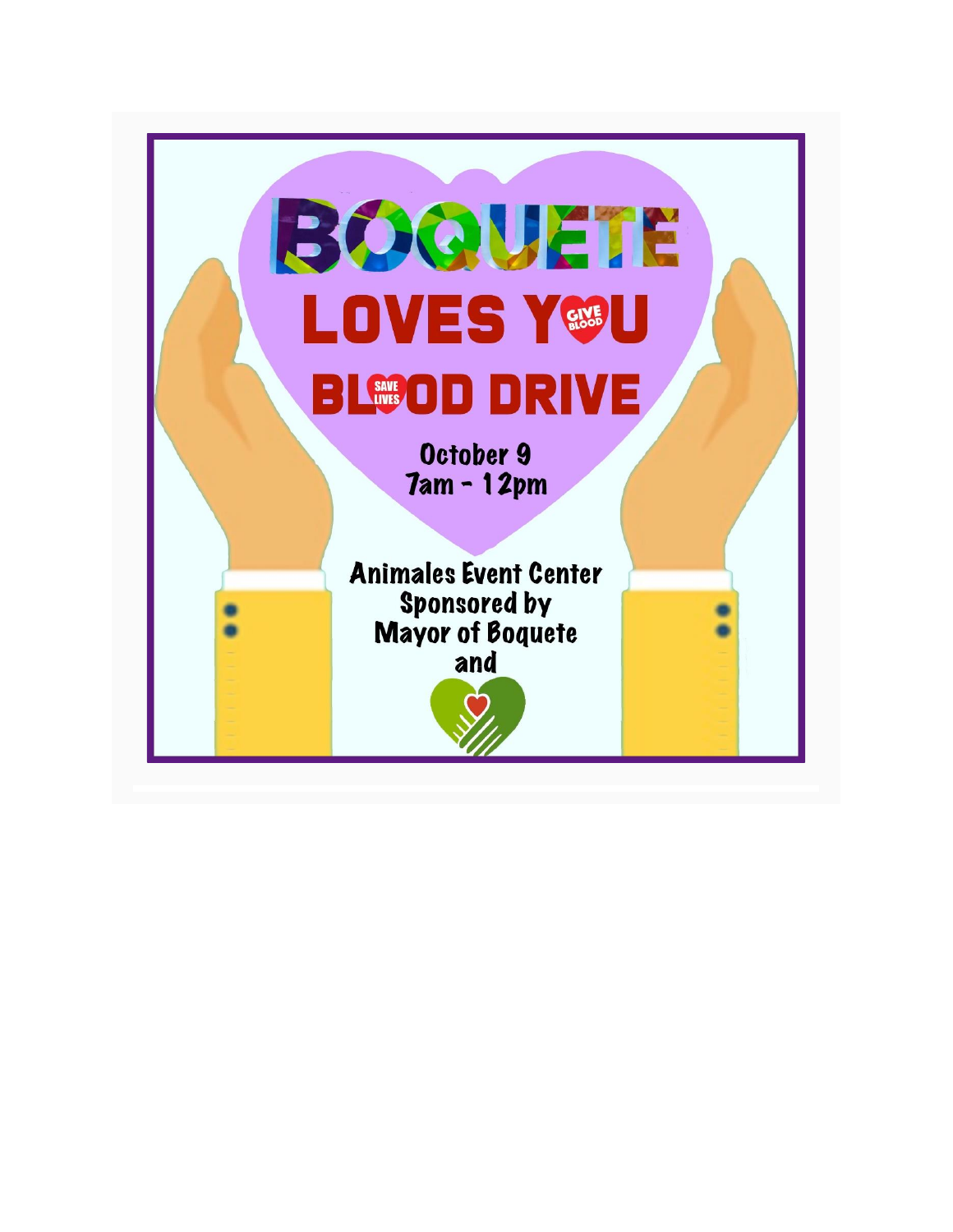# BOQUETE

## LOVES YOU

## BLOOD DRIVE

October 9
7am - 12pm

Animales Event Center
Sponsored by
Mayor of Boquete
and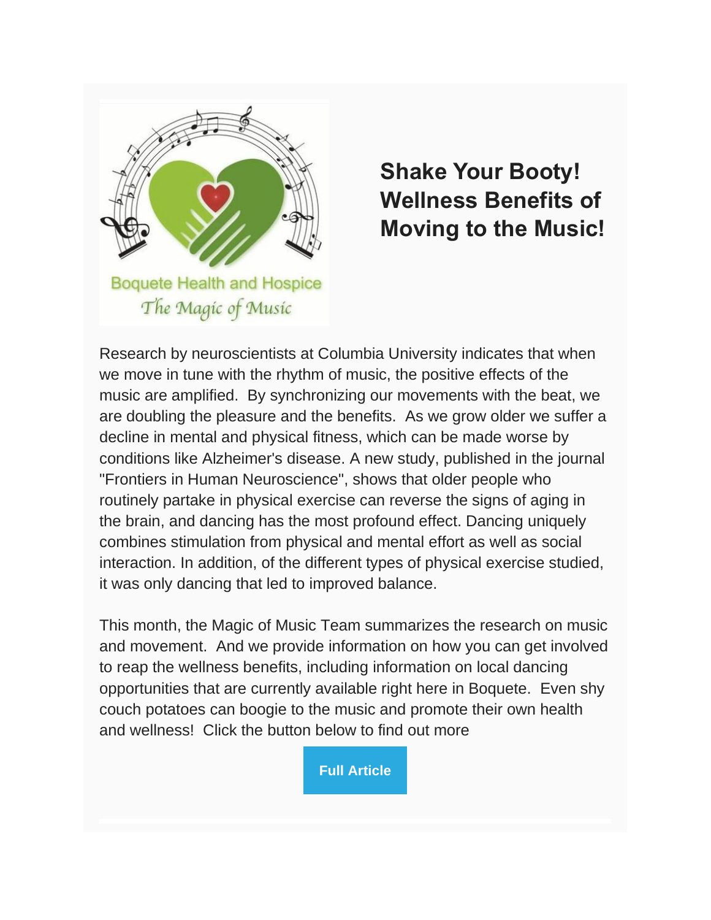Boquete Health and Hospice

*The Magic of Music*

## Shake Your Booty! Wellness Benefits of Moving to the Music!

Research by neuroscientists at Columbia University indicates that when we move in tune with the rhythm of music, the positive effects of the music are amplified. By synchronizing our movements with the beat, we are doubling the pleasure and the benefits. As we grow older we suffer a decline in mental and physical fitness, which can be made worse by conditions like Alzheimer's disease. A new study, published in the journal "Frontiers in Human Neuroscience", shows that older people who routinely partake in physical exercise can reverse the signs of aging in the brain, and dancing has the most profound effect. Dancing uniquely combines stimulation from physical and mental effort as well as social interaction. In addition, of the different types of physical exercise studied, it was only dancing that led to improved balance.

This month, the Magic of Music Team summarizes the research on music and movement. And we provide information on how you can get involved to reap the wellness benefits, including information on local dancing opportunities that are currently available right here in Boquete. Even shy couch potatoes can boogie to the music and promote their own health and wellness! Click the button below to find out more

**Full Article**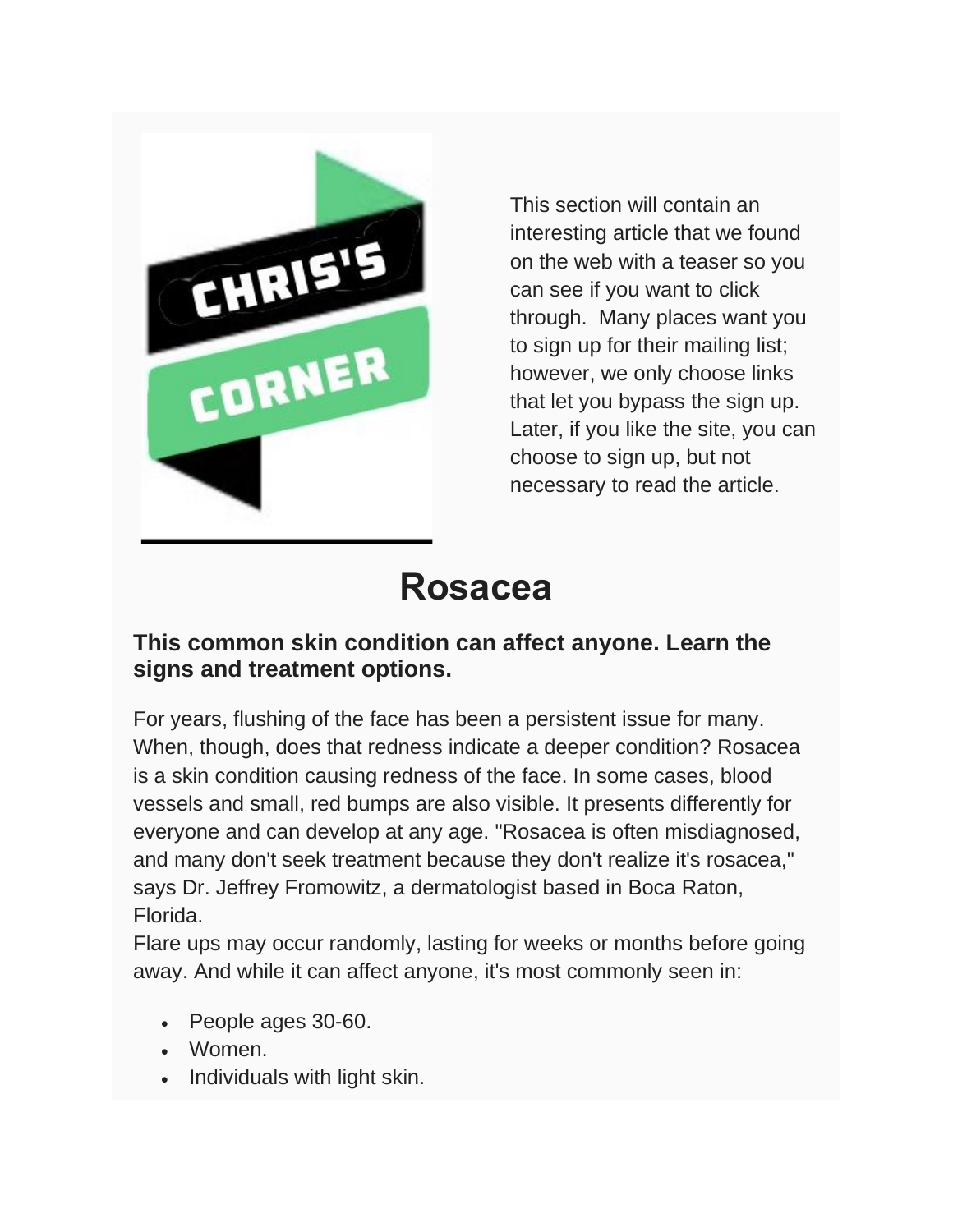This section will contain an interesting article that we found on the web with a teaser so you can see if you want to click through. Many places want you to sign up for their mailing list; however, we only choose links that let you bypass the sign up. Later, if you like the site, you can choose to sign up, but not necessary to read the article.

# Rosacea

### This common skin condition can affect anyone. Learn the signs and treatment options.

For years, flushing of the face has been a persistent issue for many. When, though, does that redness indicate a deeper condition? Rosacea is a skin condition causing redness of the face. In some cases, blood vessels and small, red bumps are also visible. It presents differently for everyone and can develop at any age. "Rosacea is often misdiagnosed, and many don't seek treatment because they don't realize it's rosacea," says Dr. Jeffrey Fromowitz, a dermatologist based in Boca Raton, Florida.

Flare ups may occur randomly, lasting for weeks or months before going away. And while it can affect anyone, it's most commonly seen in:

- People ages 30-60.
- Women.
- Individuals with light skin.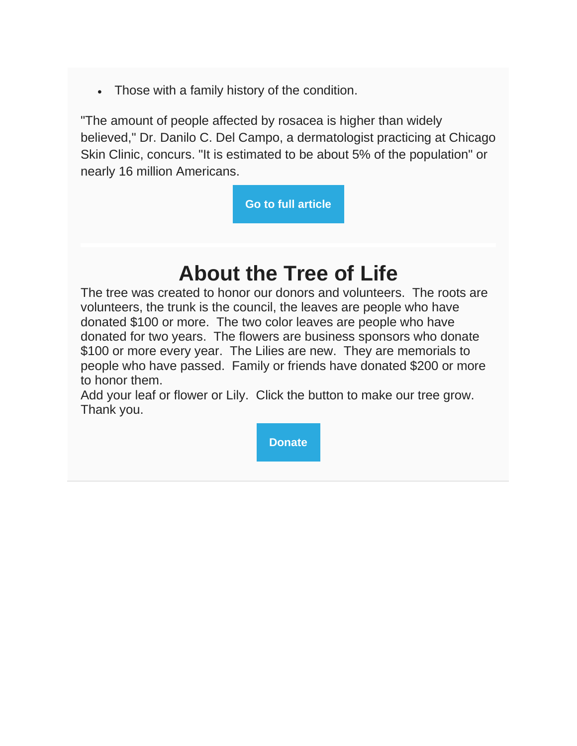- Those with a family history of the condition.

"The amount of people affected by rosacea is higher than widely believed," Dr. Danilo C. Del Campo, a dermatologist practicing at Chicago Skin Clinic, concurs. "It is estimated to be about 5% of the population" or nearly 16 million Americans.

**Go to full article**

---

# About the Tree of Life

The tree was created to honor our donors and volunteers.  The roots are volunteers, the trunk is the council, the leaves are people who have donated $100 or more.  The two color leaves are people who have donated for two years.  The flowers are business sponsors who donate $100 or more every year.  The Lilies are new.  They are memorials to people who have passed.  Family or friends have donated $200 or more to honor them.
Add your leaf or flower or Lily.  Click the button to make our tree grow.
Thank you.

**Donate**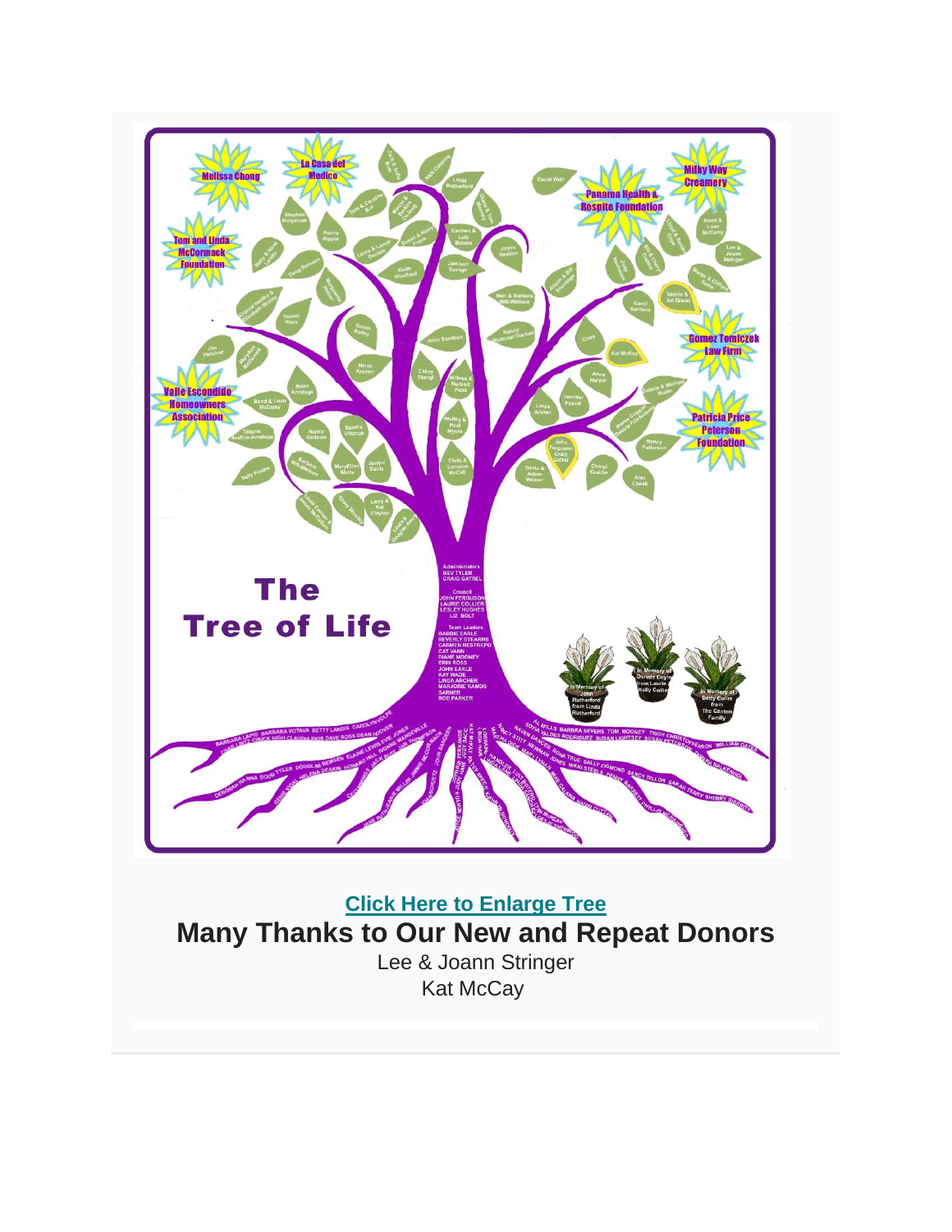**Click Here to Enlarge Tree**

## Many Thanks to Our New and Repeat Donors

Lee & Joann Stringer
Kat McCay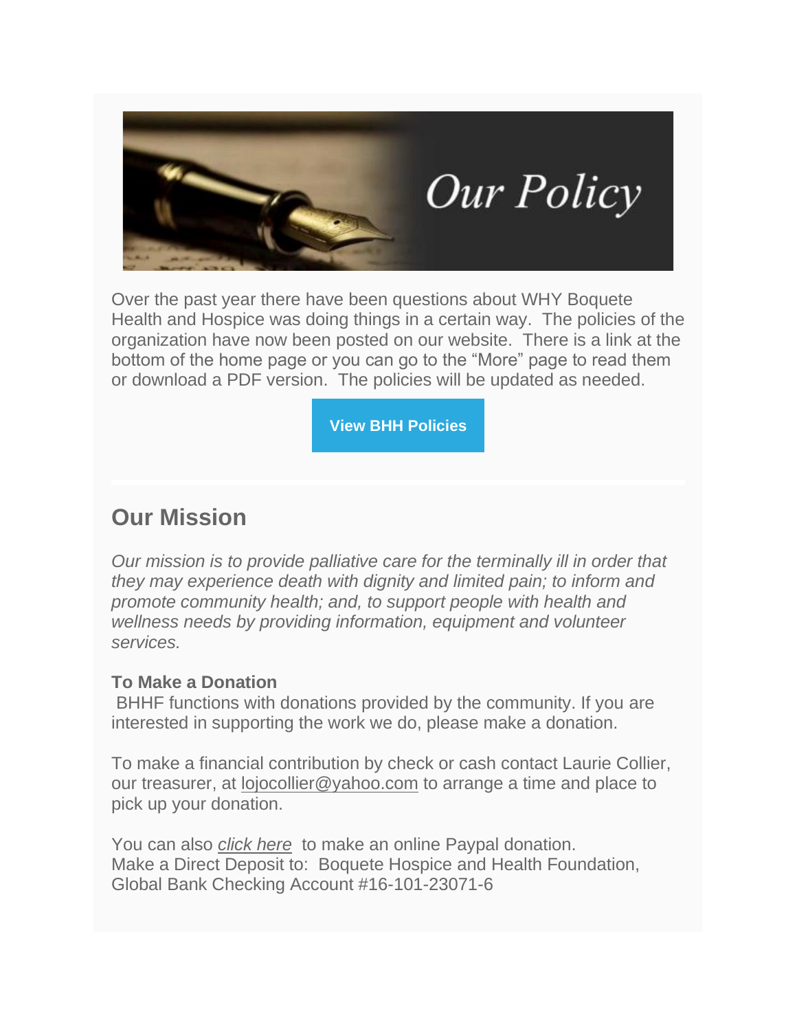# Our Policy

Over the past year there have been questions about WHY Boquete Health and Hospice was doing things in a certain way. The policies of the organization have now been posted on our website. There is a link at the bottom of the home page or you can go to the “More” page to read them or download a PDF version. The policies will be updated as needed.

**View BHH Policies**

## Our Mission

*Our mission is to provide palliative care for the terminally ill in order that they may experience death with dignity and limited pain; to inform and promote community health; and, to support people with health and wellness needs by providing information, equipment and volunteer services.*

**To Make a Donation**
BHHF functions with donations provided by the community. If you are interested in supporting the work we do, please make a donation.

To make a financial contribution by check or cash contact Laurie Collier, our treasurer, at lojocollier@yahoo.com to arrange a time and place to pick up your donation.

You can also *click here* to make an online Paypal donation.
Make a Direct Deposit to: Boquete Hospice and Health Foundation, Global Bank Checking Account #16-101-23071-6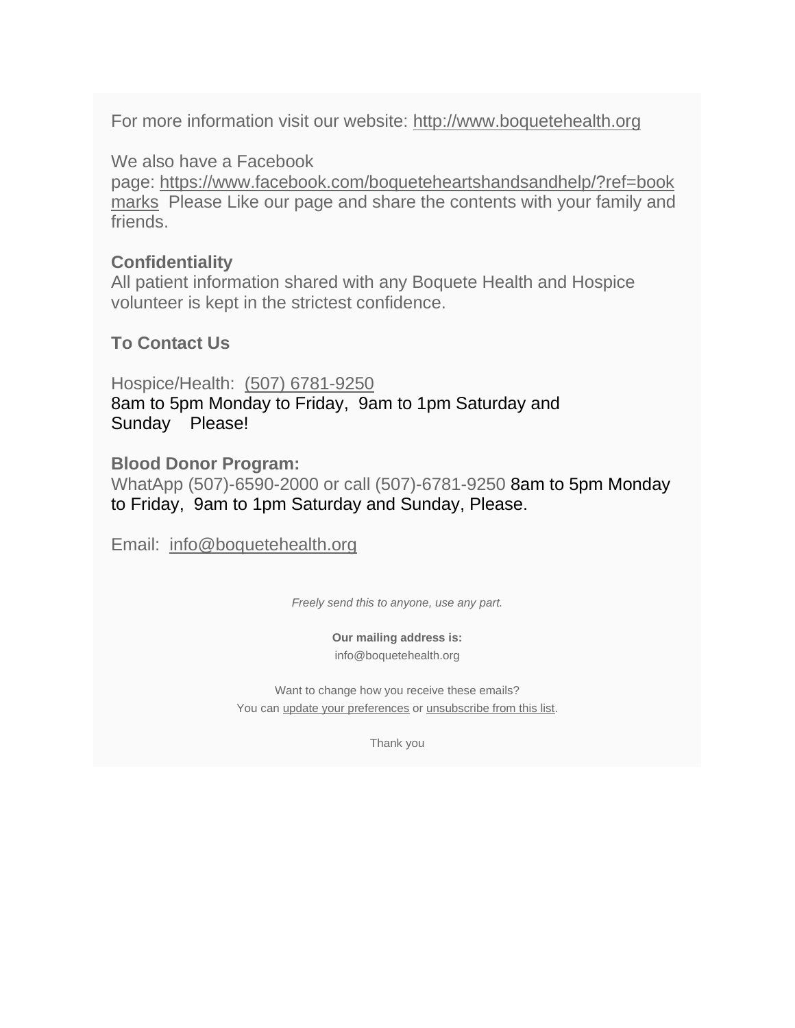For more information visit our website: http://www.boquetehealth.org

We also have a Facebook page: https://www.facebook.com/boqueteheartshandsandhelp/?ref=bookmarks  Please Like our page and share the contents with your family and friends.

**Confidentiality**

All patient information shared with any Boquete Health and Hospice volunteer is kept in the strictest confidence.

**To Contact Us**

Hospice/Health:  (507) 6781-9250
8am to 5pm Monday to Friday,  9am to 1pm Saturday and Sunday    Please!

**Blood Donor Program:**
WhatApp (507)-6590-2000 or call (507)-6781-9250 8am to 5pm Monday to Friday,  9am to 1pm Saturday and Sunday, Please.

Email:  info@boquetehealth.org

*Freely send this to anyone, use any part.*

**Our mailing address is:**
info@boquetehealth.org

Want to change how you receive these emails?
You can update your preferences or unsubscribe from this list.

Thank you